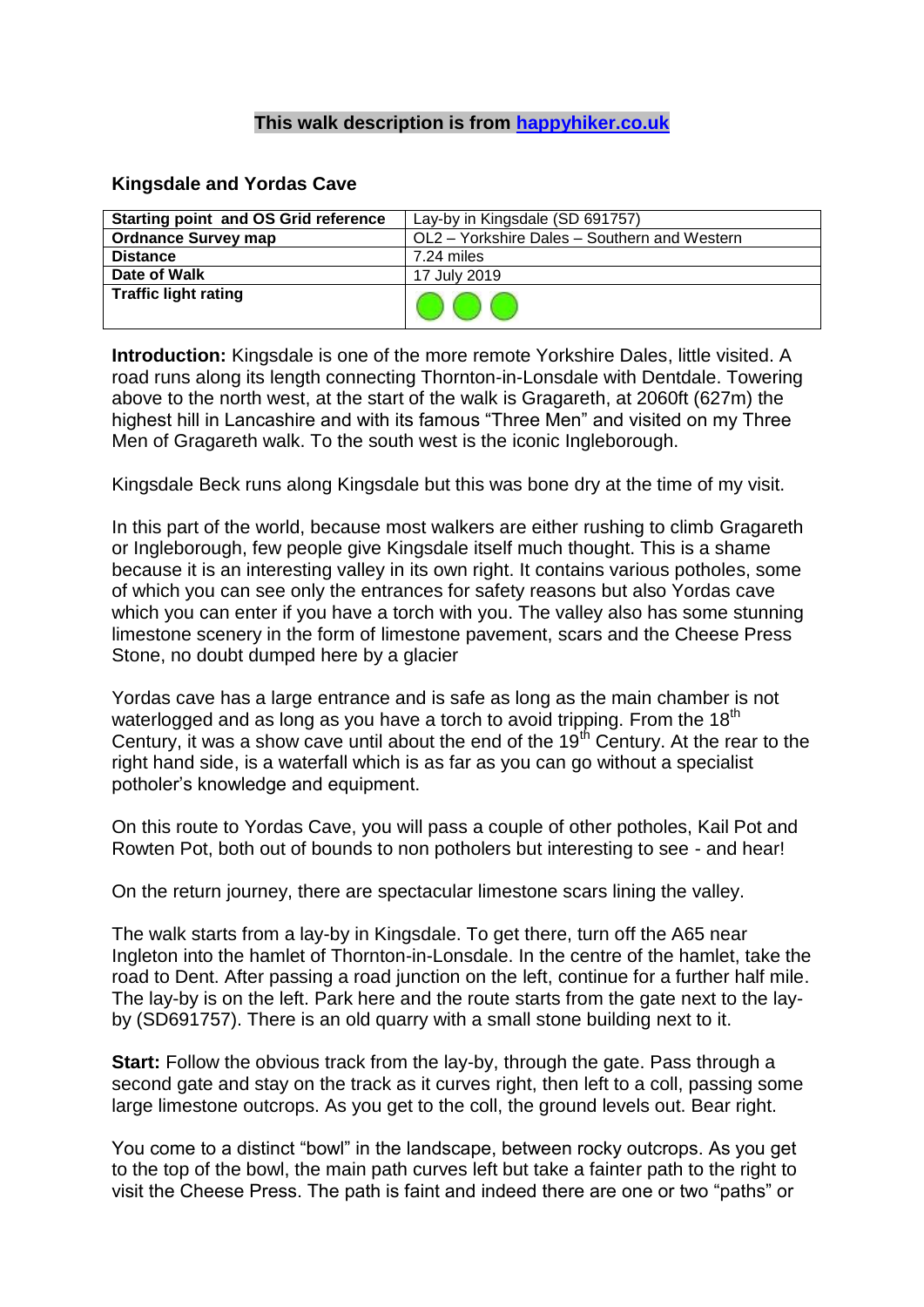**This walk description is from [happyhiker.co.uk](happyhiker.co.uk)**

## Kingsdale and Yordas Cave

| **Starting point and OS Grid reference** | Lay-by in Kingsdale (SD 691757) |
|---|---|
| **Ordnance Survey map** | OL2 – Yorkshire Dales – Southern and Western |
| **Distance** | 7.24 miles |
| **Date of Walk** | 17 July 2019 |
| **Traffic light rating** | 🟢🟢🟢 |

**Introduction:** Kingsdale is one of the more remote Yorkshire Dales, little visited. A road runs along its length connecting Thornton-in-Lonsdale with Dentdale. Towering above to the north west, at the start of the walk is Gragareth, at 2060ft (627m) the highest hill in Lancashire and with its famous "Three Men" and visited on my Three Men of Gragareth walk. To the south west is the iconic Ingleborough.

Kingsdale Beck runs along Kingsdale but this was bone dry at the time of my visit.

In this part of the world, because most walkers are either rushing to climb Gragareth or Ingleborough, few people give Kingsdale itself much thought. This is a shame because it is an interesting valley in its own right. It contains various potholes, some of which you can see only the entrances for safety reasons but also Yordas cave which you can enter if you have a torch with you. The valley also has some stunning limestone scenery in the form of limestone pavement, scars and the Cheese Press Stone, no doubt dumped here by a glacier

Yordas cave has a large entrance and is safe as long as the main chamber is not waterlogged and as long as you have a torch to avoid tripping. From the 18th Century, it was a show cave until about the end of the 19th Century. At the rear to the right hand side, is a waterfall which is as far as you can go without a specialist potholer's knowledge and equipment.

On this route to Yordas Cave, you will pass a couple of other potholes, Kail Pot and Rowten Pot, both out of bounds to non potholers but interesting to see - and hear!

On the return journey, there are spectacular limestone scars lining the valley.

The walk starts from a lay-by in Kingsdale. To get there, turn off the A65 near Ingleton into the hamlet of Thornton-in-Lonsdale. In the centre of the hamlet, take the road to Dent. After passing a road junction on the left, continue for a further half mile. The lay-by is on the left. Park here and the route starts from the gate next to the lay-by (SD691757). There is an old quarry with a small stone building next to it.

**Start:** Follow the obvious track from the lay-by, through the gate. Pass through a second gate and stay on the track as it curves right, then left to a coll, passing some large limestone outcrops. As you get to the coll, the ground levels out. Bear right.

You come to a distinct "bowl" in the landscape, between rocky outcrops. As you get to the top of the bowl, the main path curves left but take a fainter path to the right to visit the Cheese Press. The path is faint and indeed there are one or two "paths" or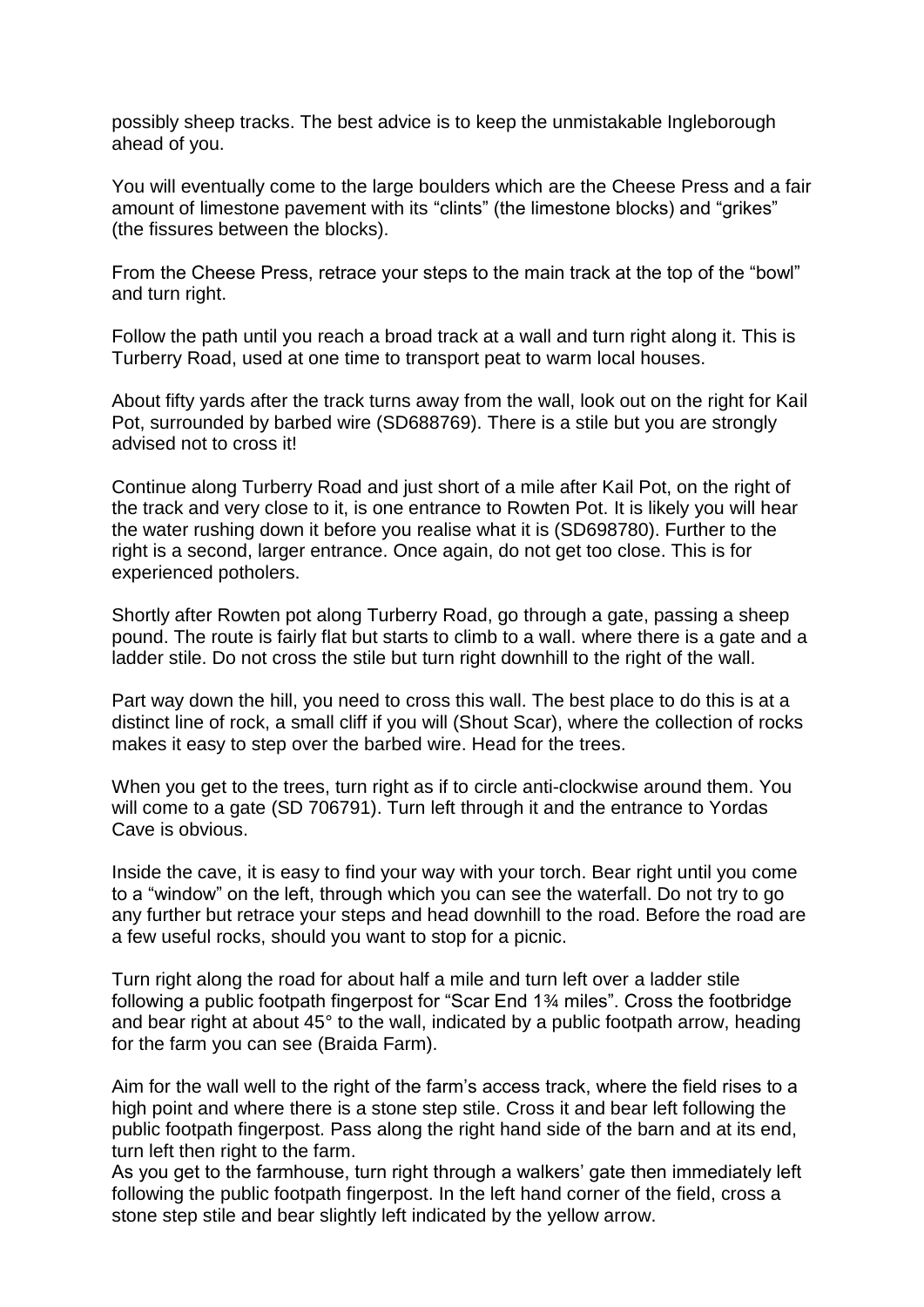possibly sheep tracks. The best advice is to keep the unmistakable Ingleborough ahead of you.

You will eventually come to the large boulders which are the Cheese Press and a fair amount of limestone pavement with its “clints” (the limestone blocks) and “grikes” (the fissures between the blocks).

From the Cheese Press, retrace your steps to the main track at the top of the “bowl” and turn right.

Follow the path until you reach a broad track at a wall and turn right along it. This is Turberry Road, used at one time to transport peat to warm local houses.

About fifty yards after the track turns away from the wall, look out on the right for Kail Pot, surrounded by barbed wire (SD688769). There is a stile but you are strongly advised not to cross it!

Continue along Turberry Road and just short of a mile after Kail Pot, on the right of the track and very close to it, is one entrance to Rowten Pot. It is likely you will hear the water rushing down it before you realise what it is (SD698780). Further to the right is a second, larger entrance. Once again, do not get too close. This is for experienced potholers.

Shortly after Rowten pot along Turberry Road, go through a gate, passing a sheep pound. The route is fairly flat but starts to climb to a wall. where there is a gate and a ladder stile. Do not cross the stile but turn right downhill to the right of the wall.

Part way down the hill, you need to cross this wall. The best place to do this is at a distinct line of rock, a small cliff if you will (Shout Scar), where the collection of rocks makes it easy to step over the barbed wire. Head for the trees.

When you get to the trees, turn right as if to circle anti-clockwise around them. You will come to a gate (SD 706791). Turn left through it and the entrance to Yordas Cave is obvious.

Inside the cave, it is easy to find your way with your torch. Bear right until you come to a “window” on the left, through which you can see the waterfall. Do not try to go any further but retrace your steps and head downhill to the road. Before the road are a few useful rocks, should you want to stop for a picnic.

Turn right along the road for about half a mile and turn left over a ladder stile following a public footpath fingerpost for “Scar End 1¾ miles”. Cross the footbridge and bear right at about 45° to the wall, indicated by a public footpath arrow, heading for the farm you can see (Braida Farm).

Aim for the wall well to the right of the farm’s access track, where the field rises to a high point and where there is a stone step stile. Cross it and bear left following the public footpath fingerpost. Pass along the right hand side of the barn and at its end, turn left then right to the farm.
As you get to the farmhouse, turn right through a walkers’ gate then immediately left following the public footpath fingerpost. In the left hand corner of the field, cross a stone step stile and bear slightly left indicated by the yellow arrow.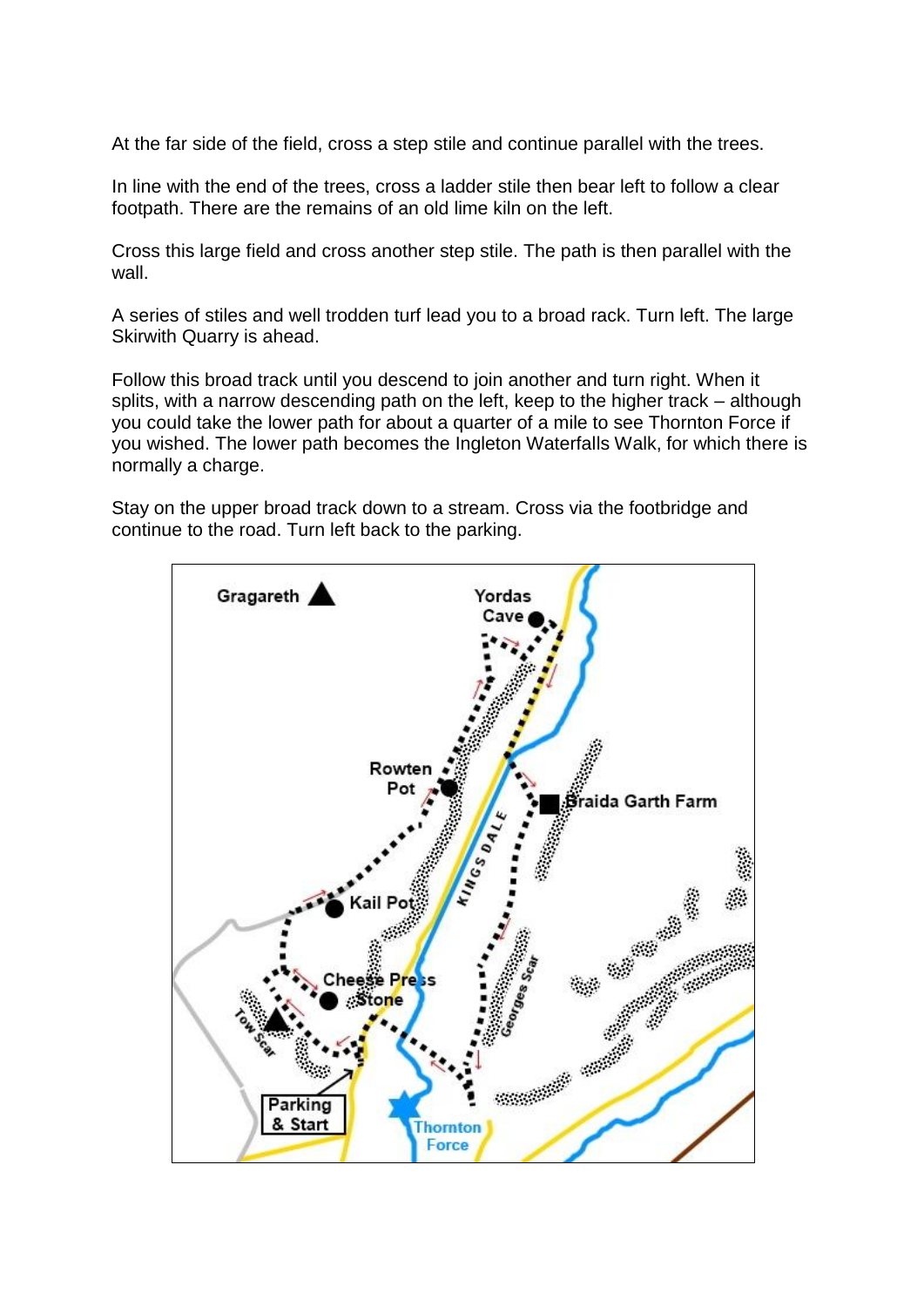At the far side of the field, cross a step stile and continue parallel with the trees.

In line with the end of the trees, cross a ladder stile then bear left to follow a clear footpath. There are the remains of an old lime kiln on the left.

Cross this large field and cross another step stile. The path is then parallel with the wall.

A series of stiles and well trodden turf lead you to a broad rack. Turn left. The large Skirwith Quarry is ahead.

Follow this broad track until you descend to join another and turn right. When it splits, with a narrow descending path on the left, keep to the higher track – although you could take the lower path for about a quarter of a mile to see Thornton Force if you wished. The lower path becomes the Ingleton Waterfalls Walk, for which there is normally a charge.

Stay on the upper broad track down to a stream. Cross via the footbridge and continue to the road. Turn left back to the parking.

Gragareth

Yordas Cave

Rowten Pot

Braida Garth Farm

KINGS DALE

Kail Pot

Cheese Press Stone

Tow Scar

Georges Scar

Parking & Start

Thornton Force